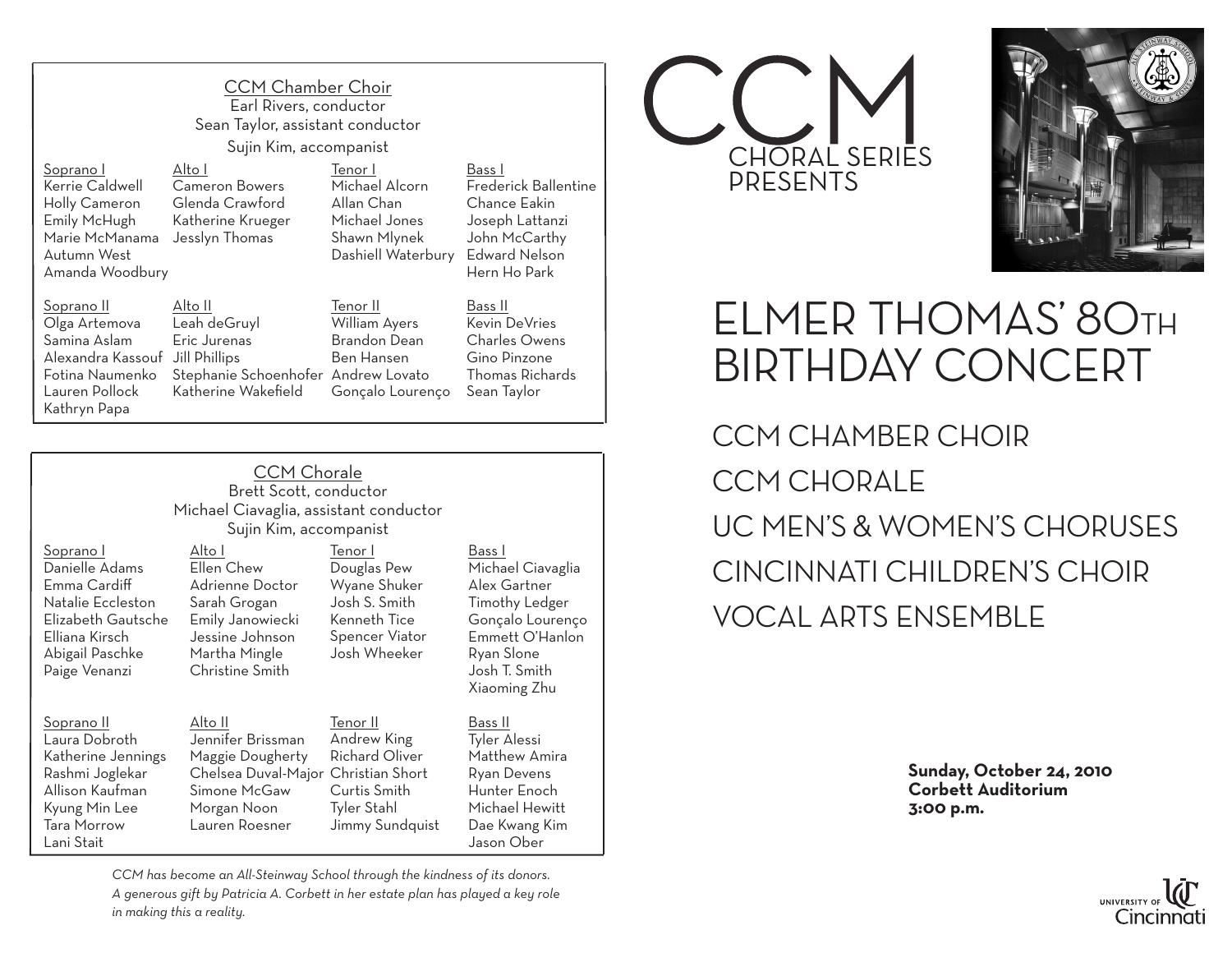## CCM Chamber Choir

Earl Rivers, conductor
Sean Taylor, assistant conductor
Sujin Kim, accompanist

| Soprano I | Alto I | Tenor I | Bass I |
|---|---|---|---|
| Kerrie Caldwell | Cameron Bowers | Michael Alcorn | Frederick Ballentine |
| Holly Cameron | Glenda Crawford | Allan Chan | Chance Eakin |
| Emily McHugh | Katherine Krueger | Michael Jones | Joseph Lattanzi |
| Marie McManama | Jesslyn Thomas | Shawn Mlynek | John McCarthy |
| Autumn West | | Dashiell Waterbury | Edward Nelson |
| Amanda Woodbury | | | Hern Ho Park |

| Soprano II | Alto II | Tenor II | Bass II |
|---|---|---|---|
| Olga Artemova | Leah deGruyl | William Ayers | Kevin DeVries |
| Samina Aslam | Eric Jurenas | Brandon Dean | Charles Owens |
| Alexandra Kassouf | Jill Phillips | Ben Hansen | Gino Pinzone |
| Fotina Naumenko | Stephanie Schoenhofer | Andrew Lovato | Thomas Richards |
| Lauren Pollock | Katherine Wakefield | Gonçalo Lourenço | Sean Taylor |
| Kathryn Papa | | | |

## CCM Chorale

Brett Scott, conductor
Michael Ciavaglia, assistant conductor
Sujin Kim, accompanist

| Soprano I | Alto I | Tenor I | Bass I |
|---|---|---|---|
| Danielle Adams | Ellen Chew | Douglas Pew | Michael Ciavaglia |
| Emma Cardiff | Adrienne Doctor | Wyane Shuker | Alex Gartner |
| Natalie Eccleston | Sarah Grogan | Josh S. Smith | Timothy Ledger |
| Elizabeth Gautsche | Emily Janowiecki | Kenneth Tice | Gonçalo Lourenço |
| Elliana Kirsch | Jessine Johnson | Spencer Viator | Emmett O'Hanlon |
| Abigail Paschke | Martha Mingle | Josh Wheeker | Ryan Slone |
| Paige Venanzi | Christine Smith | | Josh T. Smith |
| | | | Xiaoming Zhu |

| Soprano II | Alto II | Tenor II | Bass II |
|---|---|---|---|
| Laura Dobroth | Jennifer Brissman | Andrew King | Tyler Alessi |
| Katherine Jennings | Maggie Dougherty | Richard Oliver | Matthew Amira |
| Rashmi Joglekar | Chelsea Duval-Major | Christian Short | Ryan Devens |
| Allison Kaufman | Simone McGaw | Curtis Smith | Hunter Enoch |
| Kyung Min Lee | Morgan Noon | Tyler Stahl | Michael Hewitt |
| Tara Morrow | Lauren Roesner | Jimmy Sundquist | Dae Kwang Kim |
| Lani Stait | | | Jason Ober |

*CCM has become an All-Steinway School through the kindness of its donors. A generous gift by Patricia A. Corbett in her estate plan has played a key role in making this a reality.*

# CCM CHORAL SERIES PRESENTS

# ELMER THOMAS' 80TH BIRTHDAY CONCERT

CCM CHAMBER CHOIR
CCM CHORALE
UC MEN'S & WOMEN'S CHORUSES
CINCINNATI CHILDREN'S CHOIR
VOCAL ARTS ENSEMBLE

**Sunday, October 24, 2010**
**Corbett Auditorium**
**3:00 p.m.**

UNIVERSITY OF Cincinnati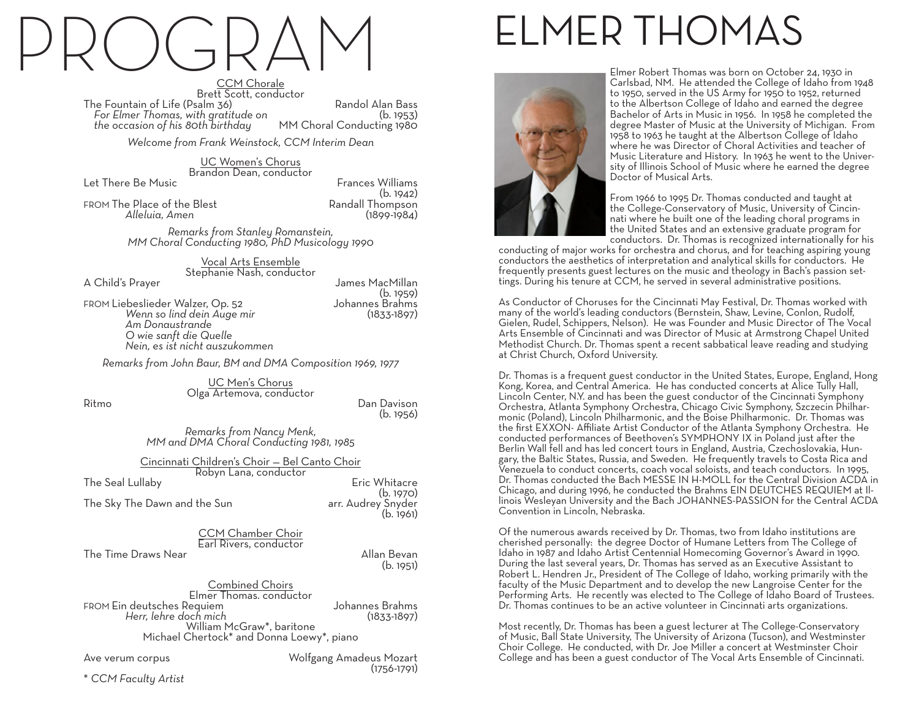# PROGRAM

CCM Chorale
Brett Scott, conductor

The Fountain of Life (Psalm 36) — Randol Alan Bass (b. 1953), MM Choral Conducting 1980
*For Elmer Thomas, with gratitude on the occasion of his 80th birthday*

*Welcome from Frank Weinstock, CCM Interim Dean*

UC Women's Chorus
Brandon Dean, conductor

Let There Be Music — Frances Williams (b. 1942)

FROM The Place of the Blest — Randall Thompson (1899-1984)
*Alleluia, Amen*

*Remarks from Stanley Romanstein, MM Choral Conducting 1980, PhD Musicology 1990*

Vocal Arts Ensemble
Stephanie Nash, conductor

A Child's Prayer — James MacMillan (b. 1959)

FROM Liebeslieder Walzer, Op. 52 — Johannes Brahms (1833-1897)
*Wenn so lind dein Auge mir*
*Am Donaustrande*
*O wie sanft die Quelle*
*Nein, es ist nicht auszukommen*

*Remarks from John Baur, BM and DMA Composition 1969, 1977*

UC Men's Chorus
Olga Artemova, conductor

Ritmo — Dan Davison (b. 1956)

*Remarks from Nancy Menk, MM and DMA Choral Conducting 1981, 1985*

Cincinnati Children's Choir — Bel Canto Choir
Robyn Lana, conductor

The Seal Lullaby — Eric Whitacre (b. 1970)

The Sky The Dawn and the Sun — arr. Audrey Snyder (b. 1961)

CCM Chamber Choir
Earl Rivers, conductor

The Time Draws Near — Allan Bevan (b. 1951)

Combined Choirs
Elmer Thomas. conductor

FROM Ein deutsches Requiem — Johannes Brahms (1833-1897)
*Herr, lehre doch mich*
William McGraw*, baritone
Michael Chertock* and Donna Loewy*, piano

Ave verum corpus — Wolfgang Amadeus Mozart (1756-1791)

*\* CCM Faculty Artist*

# ELMER THOMAS

Elmer Robert Thomas was born on October 24, 1930 in Carlsbad, NM. He attended the College of Idaho from 1948 to 1950, served in the US Army for 1950 to 1952, returned to the Albertson College of Idaho and earned the degree Bachelor of Arts in Music in 1956. In 1958 he completed the degree Master of Music at the University of Michigan. From 1958 to 1963 he taught at the Albertson College of Idaho where he was Director of Choral Activities and teacher of Music Literature and History. In 1963 he went to the University of Illinois School of Music where he earned the degree Doctor of Musical Arts.

From 1966 to 1995 Dr. Thomas conducted and taught at the College-Conservatory of Music, University of Cincinnati where he built one of the leading choral programs in the United States and an extensive graduate program for conductors. Dr. Thomas is recognized internationally for his conducting of major works for orchestra and chorus, and for teaching aspiring young conductors the aesthetics of interpretation and analytical skills for conductors. He frequently presents guest lectures on the music and theology in Bach's passion settings. During his tenure at CCM, he served in several administrative positions.

As Conductor of Choruses for the Cincinnati May Festival, Dr. Thomas worked with many of the world's leading conductors (Bernstein, Shaw, Levine, Conlon, Rudolf, Gielen, Rudel, Schippers, Nelson). He was Founder and Music Director of The Vocal Arts Ensemble of Cincinnati and was Director of Music at Armstrong Chapel United Methodist Church. Dr. Thomas spent a recent sabbatical leave reading and studying at Christ Church, Oxford University.

Dr. Thomas is a frequent guest conductor in the United States, Europe, England, Hong Kong, Korea, and Central America. He has conducted concerts at Alice Tully Hall, Lincoln Center, N.Y. and has been the guest conductor of the Cincinnati Symphony Orchestra, Atlanta Symphony Orchestra, Chicago Civic Symphony, Szczecin Philharmonic (Poland), Lincoln Philharmonic, and the Boise Philharmonic. Dr. Thomas was the first EXXON- Affiliate Artist Conductor of the Atlanta Symphony Orchestra. He conducted performances of Beethoven's SYMPHONY IX in Poland just after the Berlin Wall fell and has led concert tours in England, Austria, Czechoslovakia, Hungary, the Baltic States, Russia, and Sweden. He frequently travels to Costa Rica and Venezuela to conduct concerts, coach vocal soloists, and teach conductors. In 1995, Dr. Thomas conducted the Bach MESSE IN H-MOLL for the Central Division ACDA in Chicago, and during 1996, he conducted the Brahms EIN DEUTCHES REQUIEM at Illinois Wesleyan University and the Bach JOHANNES-PASSION for the Central ACDA Convention in Lincoln, Nebraska.

Of the numerous awards received by Dr. Thomas, two from Idaho institutions are cherished personally: the degree Doctor of Humane Letters from The College of Idaho in 1987 and Idaho Artist Centennial Homecoming Governor's Award in 1990. During the last several years, Dr. Thomas has served as an Executive Assistant to Robert L. Hendren Jr., President of The College of Idaho, working primarily with the faculty of the Music Department and to develop the new Langroise Center for the Performing Arts. He recently was elected to The College of Idaho Board of Trustees. Dr. Thomas continues to be an active volunteer in Cincinnati arts organizations.

Most recently, Dr. Thomas has been a guest lecturer at The College-Conservatory of Music, Ball State University, The University of Arizona (Tucson), and Westminster Choir College. He conducted, with Dr. Joe Miller a concert at Westminster Choir College and has been a guest conductor of The Vocal Arts Ensemble of Cincinnati.